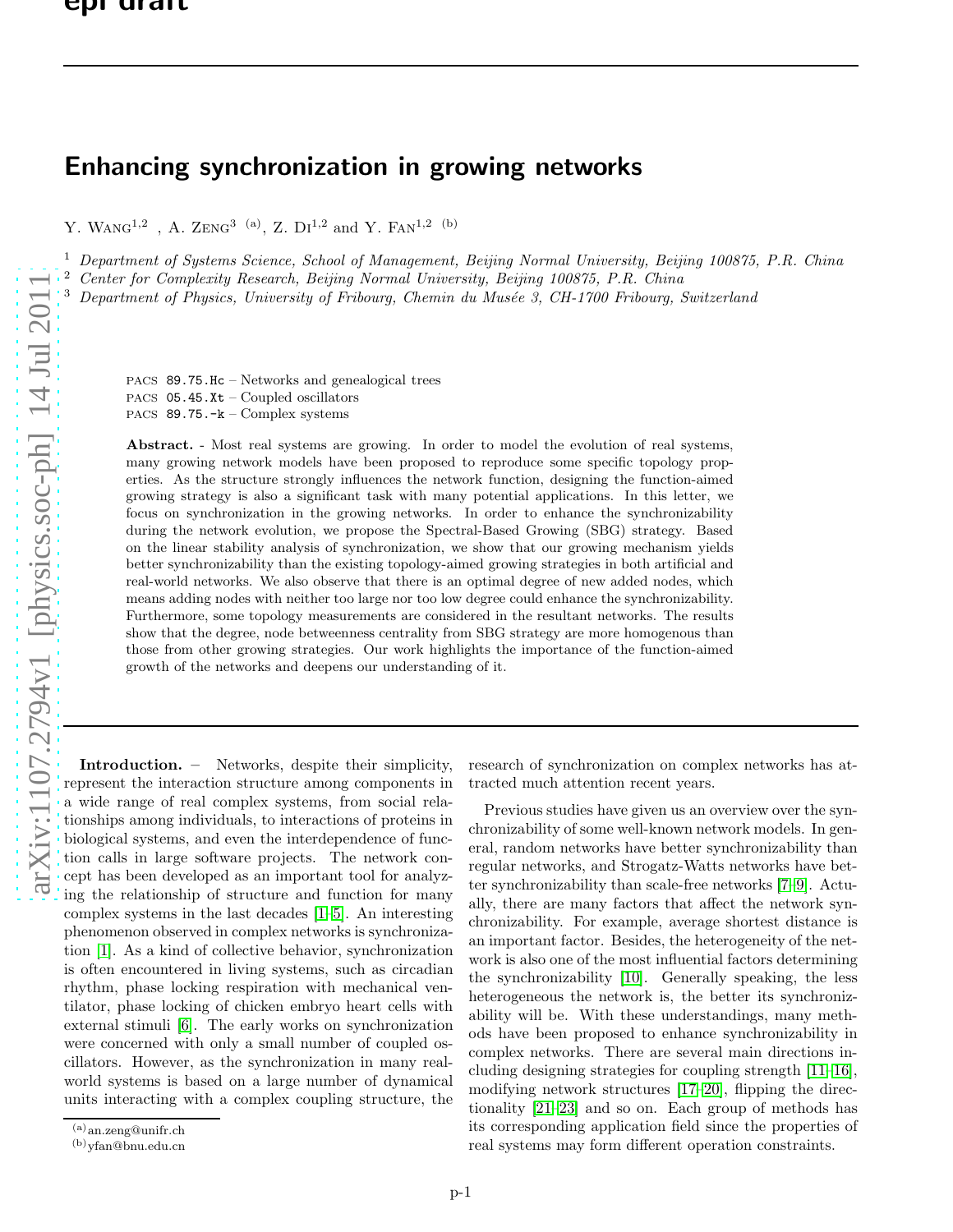# Enhancing synchronization in growing networks

Y. Wang[1,2], A. Zeng[3] [(a)], Z. Di[1,2] and Y. Fan[1,2] [(b)]

[1] *Department of Systems Science, School of Management, Beijing Normal University, Beijing 100875, P.R. China*
[2] *Center for Complexity Research, Beijing Normal University, Beijing 100875, P.R. China*
[3] *Department of Physics, University of Fribourg, Chemin du Musée 3, CH-1700 Fribourg, Switzerland*

PACS 89.75.Hc – Networks and genealogical trees
PACS 05.45.Xt – Coupled oscillators
PACS 89.75.-k – Complex systems

**Abstract.** - Most real systems are growing. In order to model the evolution of real systems, many growing network models have been proposed to reproduce some specific topology properties. As the structure strongly influences the network function, designing the function-aimed growing strategy is also a significant task with many potential applications. In this letter, we focus on synchronization in the growing networks. In order to enhance the synchronizability during the network evolution, we propose the Spectral-Based Growing (SBG) strategy. Based on the linear stability analysis of synchronization, we show that our growing mechanism yields better synchronizability than the existing topology-aimed growing strategies in both artificial and real-world networks. We also observe that there is an optimal degree of new added nodes, which means adding nodes with neither too large nor too low degree could enhance the synchronizability. Furthermore, some topology measurements are considered in the resultant networks. The results show that the degree, node betweenness centrality from SBG strategy are more homogenous than those from other growing strategies. Our work highlights the importance of the function-aimed growth of the networks and deepens our understanding of it.

**Introduction.** – Networks, despite their simplicity, represent the interaction structure among components in a wide range of real complex systems, from social relationships among individuals, to interactions of proteins in biological systems, and even the interdependence of function calls in large software projects. The network concept has been developed as an important tool for analyzing the relationship of structure and function for many complex systems in the last decades [1–5]. An interesting phenomenon observed in complex networks is synchronization [1]. As a kind of collective behavior, synchronization is often encountered in living systems, such as circadian rhythm, phase locking respiration with mechanical ventilator, phase locking of chicken embryo heart cells with external stimuli [6]. The early works on synchronization were concerned with only a small number of coupled oscillators. However, as the synchronization in many real-world systems is based on a large number of dynamical units interacting with a complex coupling structure, the research of synchronization on complex networks has attracted much attention recent years.

Previous studies have given us an overview over the synchronizability of some well-known network models. In general, random networks have better synchronizability than regular networks, and Strogatz-Watts networks have better synchronizability than scale-free networks [7–9]. Actually, there are many factors that affect the network synchronizability. For example, average shortest distance is an important factor. Besides, the heterogeneity of the network is also one of the most influential factors determining the synchronizability [10]. Generally speaking, the less heterogeneous the network is, the better its synchronizability will be. With these understandings, many methods have been proposed to enhance synchronizability in complex networks. There are several main directions including designing strategies for coupling strength [11–16], modifying network structures [17–20], flipping the directionality [21–23] and so on. Each group of methods has its corresponding application field since the properties of real systems may form different operation constraints.

(a) an.zeng@unifr.ch
(b) yfan@bnu.edu.cn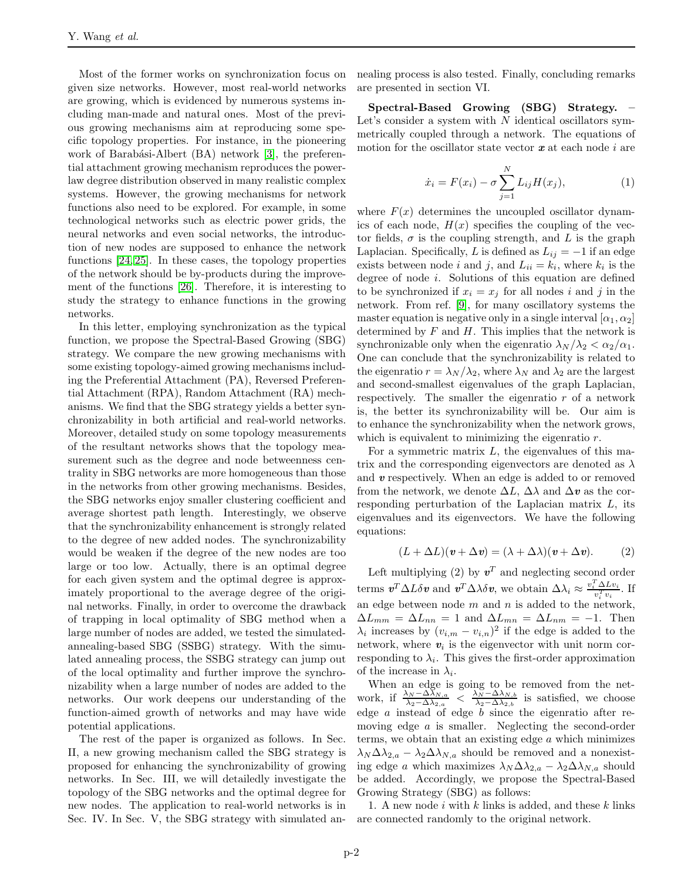Most of the former works on synchronization focus on given size networks. However, most real-world networks are growing, which is evidenced by numerous systems including man-made and natural ones. Most of the previous growing mechanisms aim at reproducing some specific topology properties. For instance, in the pioneering work of Barabási-Albert (BA) network [3], the preferential attachment growing mechanism reproduces the power-law degree distribution observed in many realistic complex systems. However, the growing mechanisms for network functions also need to be explored. For example, in some technological networks such as electric power grids, the neural networks and even social networks, the introduction of new nodes are supposed to enhance the network functions [24,25]. In these cases, the topology properties of the network should be by-products during the improvement of the functions [26]. Therefore, it is interesting to study the strategy to enhance functions in the growing networks.

In this letter, employing synchronization as the typical function, we propose the Spectral-Based Growing (SBG) strategy. We compare the new growing mechanisms with some existing topology-aimed growing mechanisms including the Preferential Attachment (PA), Reversed Preferential Attachment (RPA), Random Attachment (RA) mechanisms. We find that the SBG strategy yields a better synchronizability in both artificial and real-world networks. Moreover, detailed study on some topology measurements of the resultant networks shows that the topology measurement such as the degree and node betweenness centrality in SBG networks are more homogeneous than those in the networks from other growing mechanisms. Besides, the SBG networks enjoy smaller clustering coefficient and average shortest path length. Interestingly, we observe that the synchronizability enhancement is strongly related to the degree of new added nodes. The synchronizability would be weaken if the degree of the new nodes are too large or too low. Actually, there is an optimal degree for each given system and the optimal degree is approximately proportional to the average degree of the original networks. Finally, in order to overcome the drawback of trapping in local optimality of SBG method when a large number of nodes are added, we tested the simulated-annealing-based SBG (SSBG) strategy. With the simulated annealing process, the SSBG strategy can jump out of the local optimality and further improve the synchronizability when a large number of nodes are added to the networks. Our work deepens our understanding of the function-aimed growth of networks and may have wide potential applications.

The rest of the paper is organized as follows. In Sec. II, a new growing mechanism called the SBG strategy is proposed for enhancing the synchronizability of growing networks. In Sec. III, we will detailedly investigate the topology of the SBG networks and the optimal degree for new nodes. The application to real-world networks is in Sec. IV. In Sec. V, the SBG strategy with simulated annealing process is also tested. Finally, concluding remarks are presented in section VI.

**Spectral-Based Growing (SBG) Strategy.** – Let's consider a system with $N$ identical oscillators symmetrically coupled through a network. The equations of motion for the oscillator state vector $\boldsymbol{x}$ at each node $i$ are

$$\dot{x}_i = F(x_i) - \sigma \sum_{j=1}^{N} L_{ij} H(x_j), \tag{1}$$

where $F(x)$ determines the uncoupled oscillator dynamics of each node, $H(x)$ specifies the coupling of the vector fields, $\sigma$ is the coupling strength, and $L$ is the graph Laplacian. Specifically, $L$ is defined as $L_{ij} = -1$ if an edge exists between node $i$ and $j$, and $L_{ii} = k_i$, where $k_i$ is the degree of node $i$. Solutions of this equation are defined to be synchronized if $x_i = x_j$ for all nodes $i$ and $j$ in the network. From ref. [9], for many oscillatory systems the master equation is negative only in a single interval $[\alpha_1, \alpha_2]$ determined by $F$ and $H$. This implies that the network is synchronizable only when the eigenratio $\lambda_N/\lambda_2 < \alpha_2/\alpha_1$. One can conclude that the synchronizability is related to the eigenratio $r = \lambda_N/\lambda_2$, where $\lambda_N$ and $\lambda_2$ are the largest and second-smallest eigenvalues of the graph Laplacian, respectively. The smaller the eigenratio $r$ of a network is, the better its synchronizability will be. Our aim is to enhance the synchronizability when the network grows, which is equivalent to minimizing the eigenratio $r$.

For a symmetric matrix $L$, the eigenvalues of this matrix and the corresponding eigenvectors are denoted as $\lambda$ and $\boldsymbol{v}$ respectively. When an edge is added to or removed from the network, we denote $\Delta L$, $\Delta\lambda$ and $\Delta\boldsymbol{v}$ as the corresponding perturbation of the Laplacian matrix $L$, its eigenvalues and its eigenvectors. We have the following equations:

$$(L + \Delta L)(\boldsymbol{v} + \Delta\boldsymbol{v}) = (\lambda + \Delta\lambda)(\boldsymbol{v} + \Delta\boldsymbol{v}). \tag{2}$$

Left multiplying (2) by $\boldsymbol{v}^T$ and neglecting second order terms $\boldsymbol{v}^T \Delta L \delta \boldsymbol{v}$ and $\boldsymbol{v}^T \Delta\lambda \delta \boldsymbol{v}$, we obtain $\Delta\lambda_i \approx \frac{v_i^T \Delta L v_i}{v_i^T v_i}$. If an edge between node $m$ and $n$ is added to the network, $\Delta L_{mm} = \Delta L_{nn} = 1$ and $\Delta L_{mn} = \Delta L_{nm} = -1$. Then $\lambda_i$ increases by $(v_{i,m} - v_{i,n})^2$ if the edge is added to the network, where $\boldsymbol{v}_i$ is the eigenvector with unit norm corresponding to $\lambda_i$. This gives the first-order approximation of the increase in $\lambda_i$.

When an edge is going to be removed from the network, if $\frac{\lambda_N - \Delta\lambda_{N,a}}{\lambda_2 - \Delta\lambda_{2,a}} < \frac{\lambda_N - \Delta\lambda_{N,b}}{\lambda_2 - \Delta\lambda_{2,b}}$ is satisfied, we choose edge $a$ instead of edge $b$ since the eigenratio after removing edge $a$ is smaller. Neglecting the second-order terms, we obtain that an existing edge $a$ which minimizes $\lambda_N \Delta\lambda_{2,a} - \lambda_2 \Delta\lambda_{N,a}$ should be removed and a nonexisting edge $a$ which maximizes $\lambda_N \Delta\lambda_{2,a} - \lambda_2 \Delta\lambda_{N,a}$ should be added. Accordingly, we propose the Spectral-Based Growing Strategy (SBG) as follows:

1. A new node $i$ with $k$ links is added, and these $k$ links are connected randomly to the original network.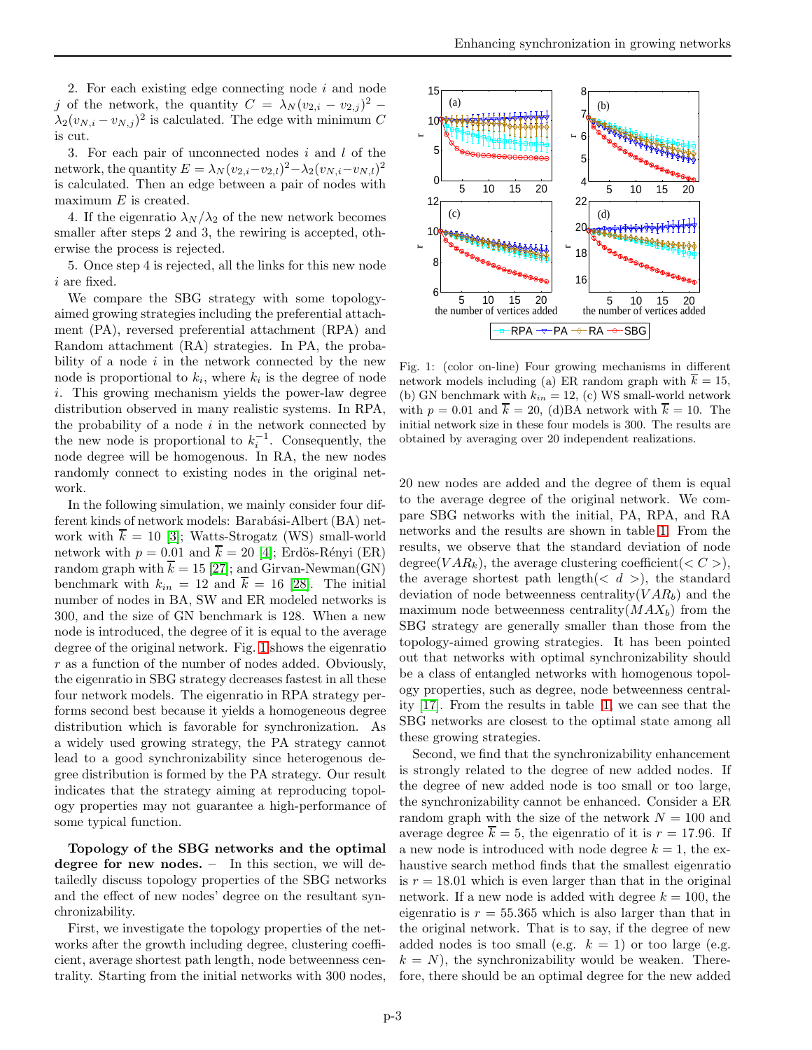2. For each existing edge connecting node $i$ and node $j$ of the network, the quantity $C = \lambda_N(v_{2,i} - v_{2,j})^2 - \lambda_2(v_{N,i} - v_{N,j})^2$ is calculated. The edge with minimum $C$ is cut.

3. For each pair of unconnected nodes $i$ and $l$ of the network, the quantity $E = \lambda_N(v_{2,i} - v_{2,l})^2 - \lambda_2(v_{N,i} - v_{N,l})^2$ is calculated. Then an edge between a pair of nodes with maximum $E$ is created.

4. If the eigenratio $\lambda_N/\lambda_2$ of the new network becomes smaller after steps 2 and 3, the rewiring is accepted, otherwise the process is rejected.

5. Once step 4 is rejected, all the links for this new node $i$ are fixed.

We compare the SBG strategy with some topology-aimed growing strategies including the preferential attachment (PA), reversed preferential attachment (RPA) and Random attachment (RA) strategies. In PA, the probability of a node $i$ in the network connected by the new node is proportional to $k_i$, where $k_i$ is the degree of node $i$. This growing mechanism yields the power-law degree distribution observed in many realistic systems. In RPA, the probability of a node $i$ in the network connected by the new node is proportional to $k_i^{-1}$. Consequently, the node degree will be homogenous. In RA, the new nodes randomly connect to existing nodes in the original network.

In the following simulation, we mainly consider four different kinds of network models: Barabási-Albert (BA) network with $\overline{k} = 10$ [3]; Watts-Strogatz (WS) small-world network with $p = 0.01$ and $\overline{k} = 20$ [4]; Erdös-Rényi (ER) random graph with $\overline{k} = 15$ [27]; and Girvan-Newman(GN) benchmark with $k_{in} = 12$ and $\overline{k} = 16$ [28]. The initial number of nodes in BA, SW and ER modeled networks is 300, and the size of GN benchmark is 128. When a new node is introduced, the degree of it is equal to the average degree of the original network. Fig. 1 shows the eigenratio $r$ as a function of the number of nodes added. Obviously, the eigenratio in SBG strategy decreases fastest in all these four network models. The eigenratio in RPA strategy performs second best because it yields a homogeneous degree distribution which is favorable for synchronization. As a widely used growing strategy, the PA strategy cannot lead to a good synchronizability since heterogenous degree distribution is formed by the PA strategy. Our result indicates that the strategy aiming at reproducing topology properties may not guarantee a high-performance of some typical function.

Fig. 1: (color on-line) Four growing mechanisms in different network models including (a) ER random graph with $\overline{k} = 15$, (b) GN benchmark with $k_{in} = 12$, (c) WS small-world network with $p = 0.01$ and $\overline{k} = 20$, (d)BA network with $\overline{k} = 10$. The initial network size in these four models is 300. The results are obtained by averaging over 20 independent realizations.

**Topology of the SBG networks and the optimal degree for new nodes.** – In this section, we will detailedly discuss topology properties of the SBG networks and the effect of new nodes' degree on the resultant synchronizability.

First, we investigate the topology properties of the networks after the growth including degree, clustering coefficient, average shortest path length, node betweenness centrality. Starting from the initial networks with 300 nodes, 20 new nodes are added and the degree of them is equal to the average degree of the original network. We compare SBG networks with the initial, PA, RPA, and RA networks and the results are shown in table 1. From the results, we observe that the standard deviation of node degree($VAR_k$), the average clustering coefficient($<C>$), the average shortest path length($<d>$), the standard deviation of node betweenness centrality($VAR_b$) and the maximum node betweenness centrality($MAX_b$) from the SBG strategy are generally smaller than those from the topology-aimed growing strategies. It has been pointed out that networks with optimal synchronizability should be a class of entangled networks with homogenous topology properties, such as degree, node betweenness centrality [17]. From the results in table 1, we can see that the SBG networks are closest to the optimal state among all these growing strategies.

Second, we find that the synchronizability enhancement is strongly related to the degree of new added nodes. If the degree of new added node is too small or too large, the synchronizability cannot be enhanced. Consider a ER random graph with the size of the network $N = 100$ and average degree $\overline{k} = 5$, the eigenratio of it is $r = 17.96$. If a new node is introduced with node degree $k = 1$, the exhaustive search method finds that the smallest eigenratio is $r = 18.01$ which is even larger than that in the original network. If a new node is added with degree $k = 100$, the eigenratio is $r = 55.365$ which is also larger than that in the original network. That is to say, if the degree of new added nodes is too small (e.g. $k = 1$) or too large (e.g. $k = N$), the synchronizability would be weaken. Therefore, there should be an optimal degree for the new added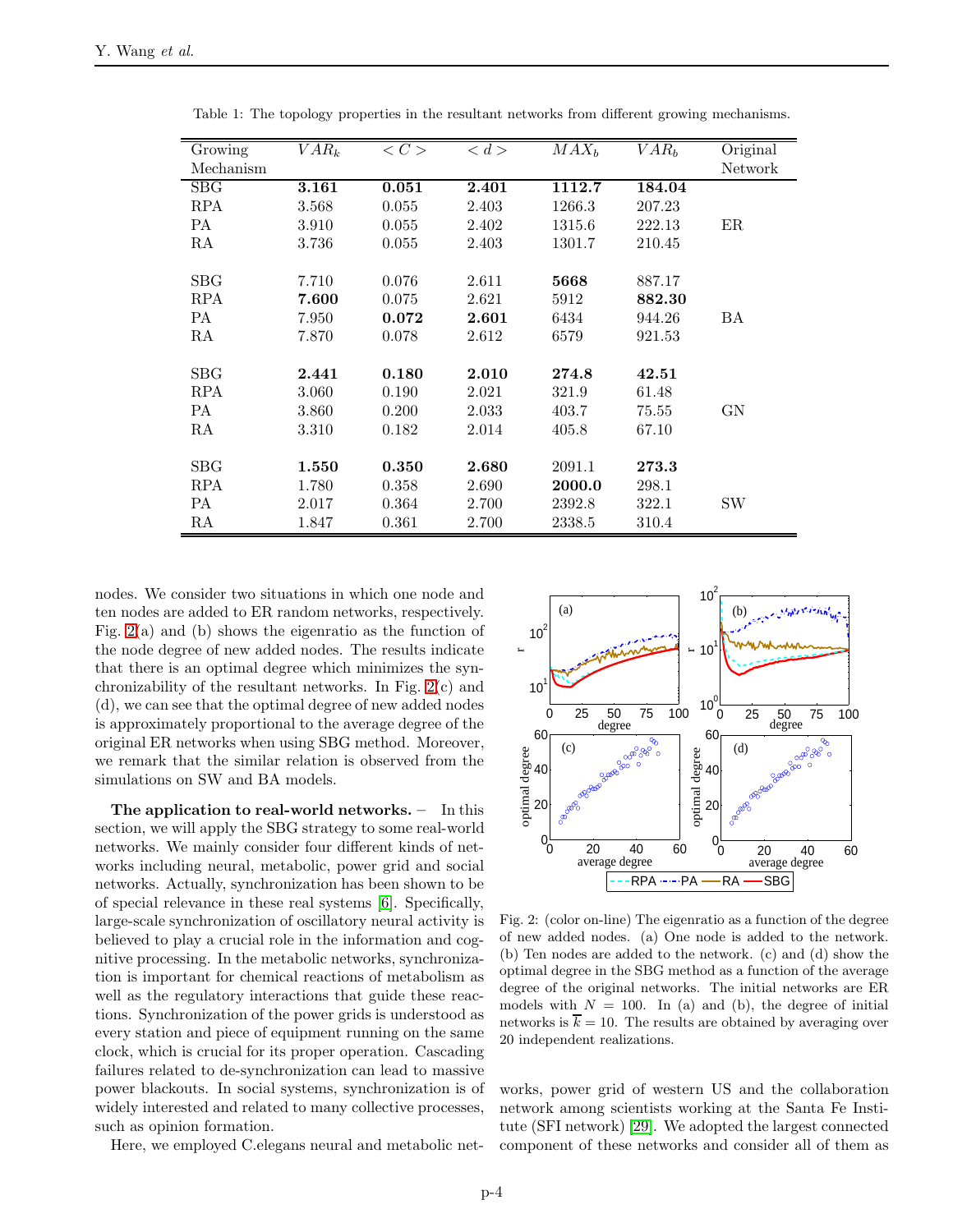Table 1: The topology properties in the resultant networks from different growing mechanisms.

| Growing Mechanism | $VAR_k$ | $<C>$ | $<d>$ | $MAX_b$ | $VAR_b$ | Original Network |
|---|---|---|---|---|---|---|
| SBG | **3.161** | **0.051** | **2.401** | **1112.7** | **184.04** | |
| RPA | 3.568 | 0.055 | 2.403 | 1266.3 | 207.23 | |
| PA | 3.910 | 0.055 | 2.402 | 1315.6 | 222.13 | ER |
| RA | 3.736 | 0.055 | 2.403 | 1301.7 | 210.45 | |
| SBG | 7.710 | 0.076 | 2.611 | **5668** | 887.17 | |
| RPA | **7.600** | 0.075 | 2.621 | 5912 | **882.30** | |
| PA | 7.950 | **0.072** | **2.601** | 6434 | 944.26 | BA |
| RA | 7.870 | 0.078 | 2.612 | 6579 | 921.53 | |
| SBG | **2.441** | **0.180** | **2.010** | **274.8** | **42.51** | |
| RPA | 3.060 | 0.190 | 2.021 | 321.9 | 61.48 | |
| PA | 3.860 | 0.200 | 2.033 | 403.7 | 75.55 | GN |
| RA | 3.310 | 0.182 | 2.014 | 405.8 | 67.10 | |
| SBG | **1.550** | **0.350** | **2.680** | 2091.1 | **273.3** | |
| RPA | 1.780 | 0.358 | 2.690 | **2000.0** | 298.1 | |
| PA | 2.017 | 0.364 | 2.700 | 2392.8 | 322.1 | SW |
| RA | 1.847 | 0.361 | 2.700 | 2338.5 | 310.4 | |

nodes. We consider two situations in which one node and ten nodes are added to ER random networks, respectively. Fig. 2(a) and (b) shows the eigenratio as the function of the node degree of new added nodes. The results indicate that there is an optimal degree which minimizes the synchronizability of the resultant networks. In Fig. 2(c) and (d), we can see that the optimal degree of new added nodes is approximately proportional to the average degree of the original ER networks when using SBG method. Moreover, we remark that the similar relation is observed from the simulations on SW and BA models.

Fig. 2: (color on-line) The eigenratio as a function of the degree of new added nodes. (a) One node is added to the network. (b) Ten nodes are added to the network. (c) and (d) show the optimal degree in the SBG method as a function of the average degree of the original networks. The initial networks are ER models with $N = 100$. In (a) and (b), the degree of initial networks is $\overline{k} = 10$. The results are obtained by averaging over 20 independent realizations.

**The application to real-world networks.** – In this section, we will apply the SBG strategy to some real-world networks. We mainly consider four different kinds of networks including neural, metabolic, power grid and social networks. Actually, synchronization has been shown to be of special relevance in these real systems [6]. Specifically, large-scale synchronization of oscillatory neural activity is believed to play a crucial role in the information and cognitive processing. In the metabolic networks, synchronization is important for chemical reactions of metabolism as well as the regulatory interactions that guide these reactions. Synchronization of the power grids is understood as every station and piece of equipment running on the same clock, which is crucial for its proper operation. Cascading failures related to de-synchronization can lead to massive power blackouts. In social systems, synchronization is of widely interested and related to many collective processes, such as opinion formation.

Here, we employed C.elegans neural and metabolic networks, power grid of western US and the collaboration network among scientists working at the Santa Fe Institute (SFI network) [29]. We adopted the largest connected component of these networks and consider all of them as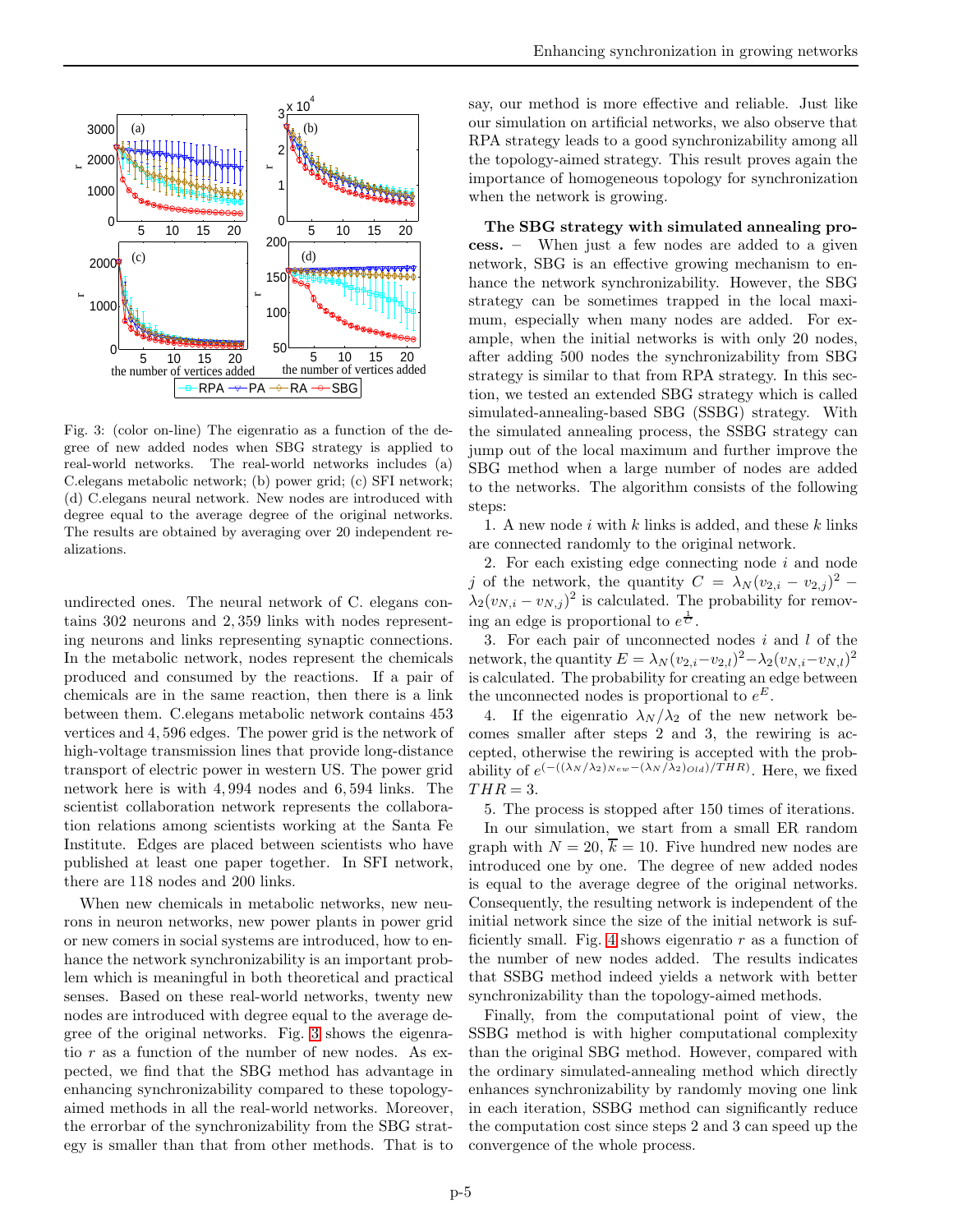Fig. 3: (color on-line) The eigenratio as a function of the degree of new added nodes when SBG strategy is applied to real-world networks. The real-world networks includes (a) C.elegans metabolic network; (b) power grid; (c) SFI network; (d) C.elegans neural network. New nodes are introduced with degree equal to the average degree of the original networks. The results are obtained by averaging over 20 independent realizations.

undirected ones. The neural network of C. elegans contains 302 neurons and 2,359 links with nodes representing neurons and links representing synaptic connections. In the metabolic network, nodes represent the chemicals produced and consumed by the reactions. If a pair of chemicals are in the same reaction, then there is a link between them. C.elegans metabolic network contains 453 vertices and 4,596 edges. The power grid is the network of high-voltage transmission lines that provide long-distance transport of electric power in western US. The power grid network here is with 4,994 nodes and 6,594 links. The scientist collaboration network represents the collaboration relations among scientists working at the Santa Fe Institute. Edges are placed between scientists who have published at least one paper together. In SFI network, there are 118 nodes and 200 links.

When new chemicals in metabolic networks, new neurons in neuron networks, new power plants in power grid or new comers in social systems are introduced, how to enhance the network synchronizability is an important problem which is meaningful in both theoretical and practical senses. Based on these real-world networks, twenty new nodes are introduced with degree equal to the average degree of the original networks. Fig. 3 shows the eigenratio $r$ as a function of the number of new nodes. As expected, we find that the SBG method has advantage in enhancing synchronizability compared to these topology-aimed methods in all the real-world networks. Moreover, the errorbar of the synchronizability from the SBG strategy is smaller than that from other methods. That is to say, our method is more effective and reliable. Just like our simulation on artificial networks, we also observe that RPA strategy leads to a good synchronizability among all the topology-aimed strategy. This result proves again the importance of homogeneous topology for synchronization when the network is growing.

**The SBG strategy with simulated annealing process.** – When just a few nodes are added to a given network, SBG is an effective growing mechanism to enhance the network synchronizability. However, the SBG strategy can be sometimes trapped in the local maximum, especially when many nodes are added. For example, when the initial networks is with only 20 nodes, after adding 500 nodes the synchronizability from SBG strategy is similar to that from RPA strategy. In this section, we tested an extended SBG strategy which is called simulated-annealing-based SBG (SSBG) strategy. With the simulated annealing process, the SSBG strategy can jump out of the local maximum and further improve the SBG method when a large number of nodes are added to the networks. The algorithm consists of the following steps:

1. A new node $i$ with $k$ links is added, and these $k$ links are connected randomly to the original network.

2. For each existing edge connecting node $i$ and node $j$ of the network, the quantity $C = \lambda_N(v_{2,i} - v_{2,j})^2 - \lambda_2(v_{N,i} - v_{N,j})^2$ is calculated. The probability for removing an edge is proportional to $e^{\frac{1}{C}}$.

3. For each pair of unconnected nodes $i$ and $l$ of the network, the quantity $E = \lambda_N(v_{2,i}-v_{2,l})^2-\lambda_2(v_{N,i}-v_{N,l})^2$ is calculated. The probability for creating an edge between the unconnected nodes is proportional to $e^{E}$.

4. If the eigenratio $\lambda_N/\lambda_2$ of the new network becomes smaller after steps 2 and 3, the rewiring is accepted, otherwise the rewiring is accepted with the probability of $e^{(-((\lambda_N/\lambda_2)_{New}-(\lambda_N/\lambda_2)_{Old})/THR)}$. Here, we fixed $THR = 3$.

5. The process is stopped after 150 times of iterations.

In our simulation, we start from a small ER random graph with $N = 20$, $\overline{k} = 10$. Five hundred new nodes are introduced one by one. The degree of new added nodes is equal to the average degree of the original networks. Consequently, the resulting network is independent of the initial network since the size of the initial network is sufficiently small. Fig. 4 shows eigenratio $r$ as a function of the number of new nodes added. The results indicates that SSBG method indeed yields a network with better synchronizability than the topology-aimed methods.

Finally, from the computational point of view, the SSBG method is with higher computational complexity than the original SBG method. However, compared with the ordinary simulated-annealing method which directly enhances synchronizability by randomly moving one link in each iteration, SSBG method can significantly reduce the computation cost since steps 2 and 3 can speed up the convergence of the whole process.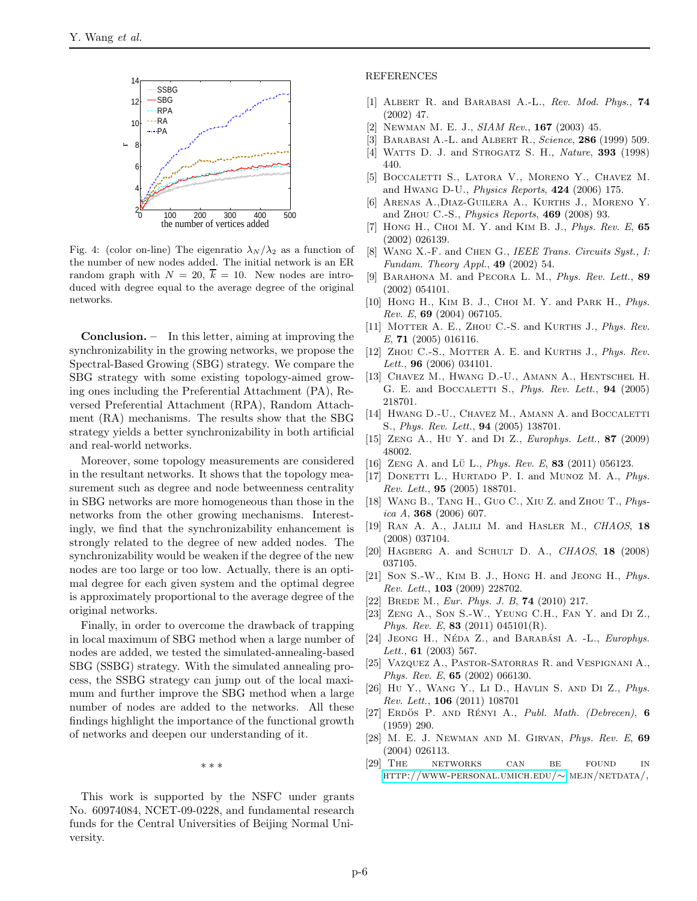14
12
10
8
6
4
2
r
0
100
200
300
400
500
the number of vertices added
SSBG
SBG
RPA
RA
PA

Fig. 4: (color on-line) The eigenratio $\lambda_N/\lambda_2$ as a function of the number of new nodes added. The initial network is an ER random graph with $N = 20$, $\overline{k} = 10$. New nodes are introduced with degree equal to the average degree of the original networks.

**Conclusion.** – In this letter, aiming at improving the synchronizability in the growing networks, we propose the Spectral-Based Growing (SBG) strategy. We compare the SBG strategy with some existing topology-aimed growing ones including the Preferential Attachment (PA), Reversed Preferential Attachment (RPA), Random Attachment (RA) mechanisms. The results show that the SBG strategy yields a better synchronizability in both artificial and real-world networks.

Moreover, some topology measurements are considered in the resultant networks. It shows that the topology measurement such as degree and node betweenness centrality in SBG networks are more homogeneous than those in the networks from the other growing mechanisms. Interestingly, we find that the synchronizability enhancement is strongly related to the degree of new added nodes. The synchronizability would be weaken if the degree of the new nodes are too large or too low. Actually, there is an optimal degree for each given system and the optimal degree is approximately proportional to the average degree of the original networks.

Finally, in order to overcome the drawback of trapping in local maximum of SBG method when a large number of nodes are added, we tested the simulated-annealing-based SBG (SSBG) strategy. With the simulated annealing process, the SSBG strategy can jump out of the local maximum and further improve the SBG method when a large number of nodes are added to the networks. All these findings highlight the importance of the functional growth of networks and deepen our understanding of it.

\* \* \*

This work is supported by the NSFC under grants No. 60974084, NCET-09-0228, and fundamental research funds for the Central Universities of Beijing Normal University.

REFERENCES

[1] Albert R. and Barabasi A.-L., *Rev. Mod. Phys.*, **74** (2002) 47.
[2] Newman M. E. J., *SIAM Rev.*, **167** (2003) 45.
[3] Barabasi A.-L. and Albert R., *Science*, **286** (1999) 509.
[4] Watts D. J. and Strogatz S. H., *Nature*, **393** (1998) 440.
[5] Boccaletti S., Latora V., Moreno Y., Chavez M. and Hwang D-U., *Physics Reports*, **424** (2006) 175.
[6] Arenas A.,Diaz-Guilera A., Kurths J., Moreno Y. and Zhou C.-S., *Physics Reports*, **469** (2008) 93.
[7] Hong H., Choi M. Y. and Kim B. J., *Phys. Rev. E*, **65** (2002) 026139.
[8] Wang X.-F. and Chen G., *IEEE Trans. Circuits Syst., I: Fundam. Theory Appl.*, **49** (2002) 54.
[9] Barahona M. and Pecora L. M., *Phys. Rev. Lett.*, **89** (2002) 054101.
[10] Hong H., Kim B. J., Choi M. Y. and Park H., *Phys. Rev. E*, **69** (2004) 067105.
[11] Motter A. E., Zhou C.-S. and Kurths J., *Phys. Rev. E*, **71** (2005) 016116.
[12] Zhou C.-S., Motter A. E. and Kurths J., *Phys. Rev. Lett.*, **96** (2006) 034101.
[13] Chavez M., Hwang D.-U., Amann A., Hentschel H. G. E. and Boccaletti S., *Phys. Rev. Lett.*, **94** (2005) 218701.
[14] Hwang D.-U., Chavez M., Amann A. and Boccaletti S., *Phys. Rev. Lett.*, **94** (2005) 138701.
[15] Zeng A., Hu Y. and Di Z., *Europhys. Lett.*, **87** (2009) 48002.
[16] Zeng A. and Lü L., *Phys. Rev. E*, **83** (2011) 056123.
[17] Donetti L., Hurtado P. I. and Munoz M. A., *Phys. Rev. Lett.*, **95** (2005) 188701.
[18] Wang B., Tang H., Guo C., Xiu Z. and Zhou T., *Physica A*, **368** (2006) 607.
[19] Ran A. A., Jalili M. and Hasler M., *CHAOS*, **18** (2008) 037104.
[20] Hagberg A. and Schult D. A., *CHAOS*, **18** (2008) 037105.
[21] Son S.-W., Kim B. J., Hong H. and Jeong H., *Phys. Rev. Lett.*, **103** (2009) 228702.
[22] Brede M., *Eur. Phys. J. B*, **74** (2010) 217.
[23] Zeng A., Son S.-W., Yeung C.H., Fan Y. and Di Z., *Phys. Rev. E*, **83** (2011) 045101(R).
[24] Jeong H., Néda Z., and Barabási A. -L., *Europhys. Lett.*, **61** (2003) 567.
[25] Vazquez A., Pastor-Satorras R. and Vespignani A., *Phys. Rev. E*, **65** (2002) 066130.
[26] Hu Y., Wang Y., Li D., Havlin S. and Di Z., *Phys. Rev. Lett.*, **106** (2011) 108701
[27] Erdös P. and Rényi A., *Publ. Math. (Debrecen)*, **6** (1959) 290.
[28] M. E. J. Newman and M. Girvan, *Phys. Rev. E*, **69** (2004) 026113.
[29] The networks can be found in http://www-personal.umich.edu/∼ mejn/netdata/,